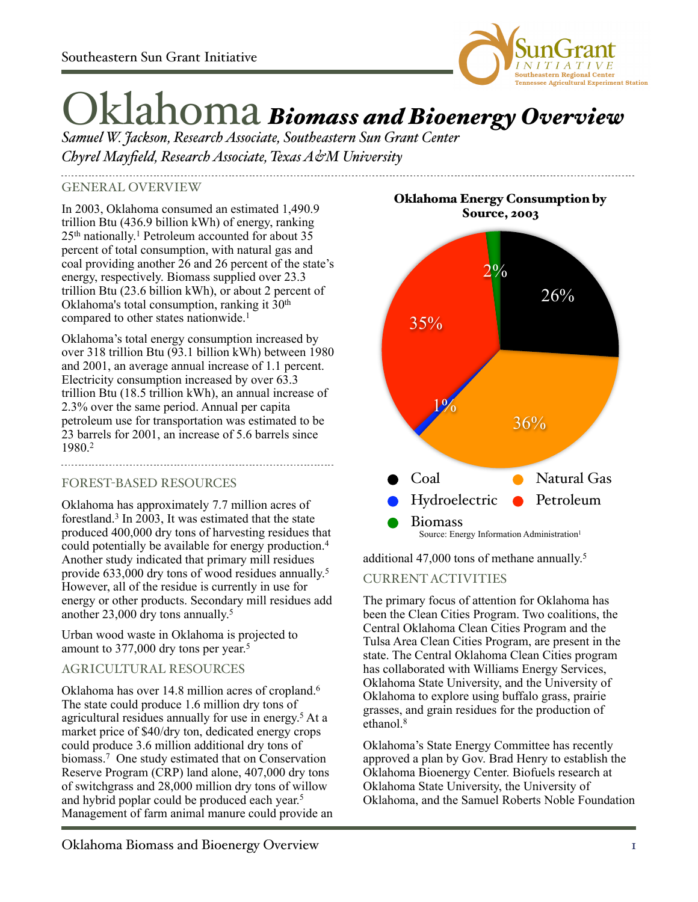Southeastern Sun Grant Initiative

# Oklahoma *Biomass and Bioenergy Overview*

*Samuel W. Jackson, Research Associate, Southeastern Sun Grant Center*
*Chyrel Mayfield, Research Associate, Texas A&M University*

## GENERAL OVERVIEW

In 2003, Oklahoma consumed an estimated 1,490.9 trillion Btu (436.9 billion kWh) of energy, ranking 25th nationally.[1] Petroleum accounted for about 35 percent of total consumption, with natural gas and coal providing another 26 and 26 percent of the state's energy, respectively. Biomass supplied over 23.3 trillion Btu (23.6 billion kWh), or about 2 percent of Oklahoma's total consumption, ranking it 30th compared to other states nationwide.[1]

Oklahoma's total energy consumption increased by over 318 trillion Btu (93.1 billion kWh) between 1980 and 2001, an average annual increase of 1.1 percent. Electricity consumption increased by over 63.3 trillion Btu (18.5 trillion kWh), an annual increase of 2.3% over the same period. Annual per capita petroleum use for transportation was estimated to be 23 barrels for 2001, an increase of 5.6 barrels since 1980.[2]

**Oklahoma Energy Consumption by Source, 2003**

| Source | Share |
|---|---|
| Coal | 26% |
| Natural Gas | 36% |
| Hydroelectric | 1% |
| Petroleum | 35% |
| Biomass | 2% |

Source: Energy Information Administration[1]

## FOREST-BASED RESOURCES

Oklahoma has approximately 7.7 million acres of forestland.[3] In 2003, It was estimated that the state produced 400,000 dry tons of harvesting residues that could potentially be available for energy production.[4] Another study indicated that primary mill residues provide 633,000 dry tons of wood residues annually.[5] However, all of the residue is currently in use for energy or other products. Secondary mill residues add another 23,000 dry tons annually.[5]

Urban wood waste in Oklahoma is projected to amount to 377,000 dry tons per year.[5]

## AGRICULTURAL RESOURCES

Oklahoma has over 14.8 million acres of cropland.[6] The state could produce 1.6 million dry tons of agricultural residues annually for use in energy.[5] At a market price of $40/dry ton, dedicated energy crops could produce 3.6 million additional dry tons of biomass.[7] One study estimated that on Conservation Reserve Program (CRP) land alone, 407,000 dry tons of switchgrass and 28,000 million dry tons of willow and hybrid poplar could be produced each year.[5] Management of farm animal manure could provide an additional 47,000 tons of methane annually.[5]

## CURRENT ACTIVITIES

The primary focus of attention for Oklahoma has been the Clean Cities Program. Two coalitions, the Central Oklahoma Clean Cities Program and the Tulsa Area Clean Cities Program, are present in the state. The Central Oklahoma Clean Cities program has collaborated with Williams Energy Services, Oklahoma State University, and the University of Oklahoma to explore using buffalo grass, prairie grasses, and grain residues for the production of ethanol.[8]

Oklahoma's State Energy Committee has recently approved a plan by Gov. Brad Henry to establish the Oklahoma Bioenergy Center. Biofuels research at Oklahoma State University, the University of Oklahoma, and the Samuel Roberts Noble Foundation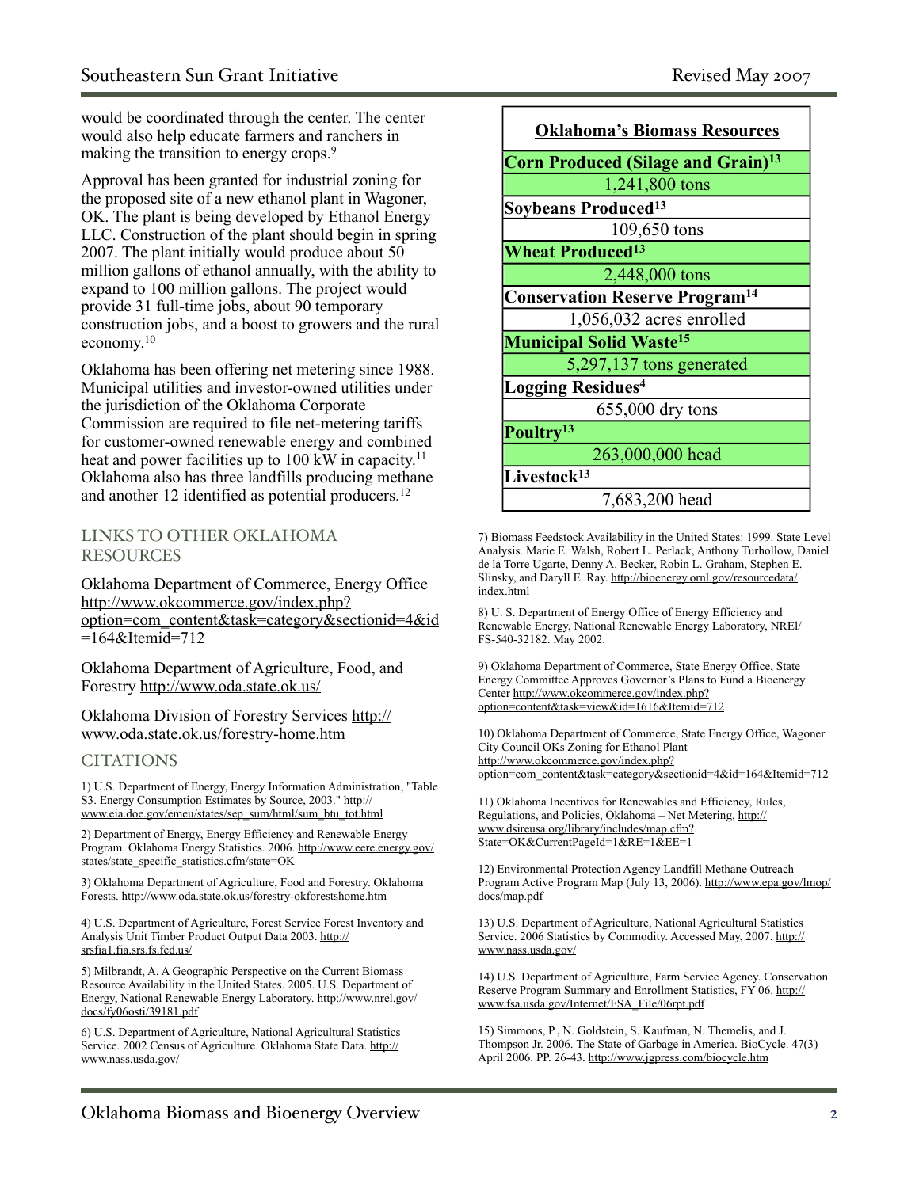would be coordinated through the center. The center would also help educate farmers and ranchers in making the transition to energy crops.[9]

Approval has been granted for industrial zoning for the proposed site of a new ethanol plant in Wagoner, OK. The plant is being developed by Ethanol Energy LLC. Construction of the plant should begin in spring 2007. The plant initially would produce about 50 million gallons of ethanol annually, with the ability to expand to 100 million gallons. The project would provide 31 full-time jobs, about 90 temporary construction jobs, and a boost to growers and the rural economy.[10]

Oklahoma has been offering net metering since 1988. Municipal utilities and investor-owned utilities under the jurisdiction of the Oklahoma Corporate Commission are required to file net-metering tariffs for customer-owned renewable energy and combined heat and power facilities up to 100 kW in capacity.[11] Oklahoma also has three landfills producing methane and another 12 identified as potential producers.[12]

| **Oklahoma's Biomass Resources** |
|---|
| **Corn Produced (Silage and Grain)[13]** |
| 1,241,800 tons |
| **Soybeans Produced[13]** |
| 109,650 tons |
| **Wheat Produced[13]** |
| 2,448,000 tons |
| **Conservation Reserve Program[14]** |
| 1,056,032 acres enrolled |
| **Municipal Solid Waste[15]** |
| 5,297,137 tons generated |
| **Logging Residues[4]** |
| 655,000 dry tons |
| **Poultry[13]** |
| 263,000,000 head |
| **Livestock[13]** |
| 7,683,200 head |

## LINKS TO OTHER OKLAHOMA RESOURCES

Oklahoma Department of Commerce, Energy Office http://www.okcommerce.gov/index.php?option=com_content&task=category&sectionid=4&id=164&Itemid=712

Oklahoma Department of Agriculture, Food, and Forestry http://www.oda.state.ok.us/

Oklahoma Division of Forestry Services http://www.oda.state.ok.us/forestry-home.htm

## CITATIONS

1) U.S. Department of Energy, Energy Information Administration, "Table S3. Energy Consumption Estimates by Source, 2003." http://www.eia.doe.gov/emeu/states/sep_sum/html/sum_btu_tot.html

2) Department of Energy, Energy Efficiency and Renewable Energy Program. Oklahoma Energy Statistics. 2006. http://www.eere.energy.gov/states/state_specific_statistics.cfm/state=OK

3) Oklahoma Department of Agriculture, Food and Forestry. Oklahoma Forests. http://www.oda.state.ok.us/forestry-okforestshome.htm

4) U.S. Department of Agriculture, Forest Service Forest Inventory and Analysis Unit Timber Product Output Data 2003. http://srsfia1.fia.srs.fs.fed.us/

5) Milbrandt, A. A Geographic Perspective on the Current Biomass Resource Availability in the United States. 2005. U.S. Department of Energy, National Renewable Energy Laboratory. http://www.nrel.gov/docs/fy06osti/39181.pdf

6) U.S. Department of Agriculture, National Agricultural Statistics Service. 2002 Census of Agriculture. Oklahoma State Data. http://www.nass.usda.gov/

7) Biomass Feedstock Availability in the United States: 1999. State Level Analysis. Marie E. Walsh, Robert L. Perlack, Anthony Turhollow, Daniel de la Torre Ugarte, Denny A. Becker, Robin L. Graham, Stephen E. Slinsky, and Daryll E. Ray. http://bioenergy.ornl.gov/resourcedata/index.html

8) U. S. Department of Energy Office of Energy Efficiency and Renewable Energy, National Renewable Energy Laboratory, NREl/FS-540-32182. May 2002.

9) Oklahoma Department of Commerce, State Energy Office, State Energy Committee Approves Governor's Plans to Fund a Bioenergy Center http://www.okcommerce.gov/index.php?option=content&task=view&id=1616&Itemid=712

10) Oklahoma Department of Commerce, State Energy Office, Wagoner City Council OKs Zoning for Ethanol Plant http://www.okcommerce.gov/index.php?option=com_content&task=category&sectionid=4&id=164&Itemid=712

11) Oklahoma Incentives for Renewables and Efficiency, Rules, Regulations, and Policies, Oklahoma – Net Metering, http://www.dsireusa.org/library/includes/map.cfm?State=OK&CurrentPageId=1&RE=1&EE=1

12) Environmental Protection Agency Landfill Methane Outreach Program Active Program Map (July 13, 2006). http://www.epa.gov/lmop/docs/map.pdf

13) U.S. Department of Agriculture, National Agricultural Statistics Service. 2006 Statistics by Commodity. Accessed May, 2007. http://www.nass.usda.gov/

14) U.S. Department of Agriculture, Farm Service Agency. Conservation Reserve Program Summary and Enrollment Statistics, FY 06. http://www.fsa.usda.gov/Internet/FSA_File/06rpt.pdf

15) Simmons, P., N. Goldstein, S. Kaufman, N. Themelis, and J. Thompson Jr. 2006. The State of Garbage in America. BioCycle. 47(3) April 2006. PP. 26-43. http://www.jgpress.com/biocycle.htm